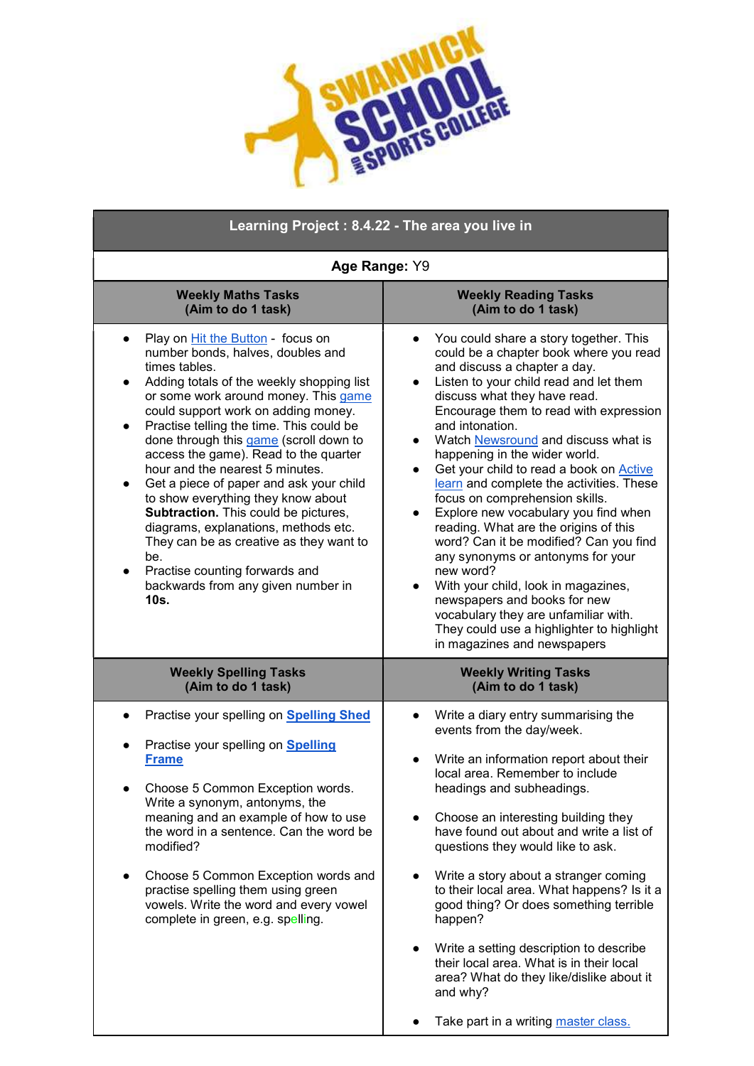| Learning Project : 8.4.22 - The area you live in | |
|---|---|
| **Age Range:** Y9 | |
| **Weekly Maths Tasks (Aim to do 1 task)** | **Weekly Reading Tasks (Aim to do 1 task)** |
| • Play on Hit the Button - focus on number bonds, halves, doubles and times tables.<br>• Adding totals of the weekly shopping list or some work around money. This game could support work on adding money.<br>• Practise telling the time. This could be done through this game (scroll down to access the game). Read to the quarter hour and the nearest 5 minutes.<br>• Get a piece of paper and ask your child to show everything they know about **Subtraction.** This could be pictures, diagrams, explanations, methods etc. They can be as creative as they want to be.<br>• Practise counting forwards and backwards from any given number in **10s.** | • You could share a story together. This could be a chapter book where you read and discuss a chapter a day.<br>• Listen to your child read and let them discuss what they have read. Encourage them to read with expression and intonation.<br>• Watch Newsround and discuss what is happening in the wider world.<br>• Get your child to read a book on Active learn and complete the activities. These focus on comprehension skills.<br>• Explore new vocabulary you find when reading. What are the origins of this word? Can it be modified? Can you find any synonyms or antonyms for your new word?<br>• With your child, look in magazines, newspapers and books for new vocabulary they are unfamiliar with. They could use a highlighter to highlight in magazines and newspapers |
| **Weekly Spelling Tasks (Aim to do 1 task)** | **Weekly Writing Tasks (Aim to do 1 task)** |
| • Practise your spelling on **Spelling Shed**<br><br>• Practise your spelling on **Spelling Frame**<br><br>• Choose 5 Common Exception words. Write a synonym, antonyms, the meaning and an example of how to use the word in a sentence. Can the word be modified?<br><br>• Choose 5 Common Exception words and practise spelling them using green vowels. Write the word and every vowel complete in green, e.g. spelling. | • Write a diary entry summarising the events from the day/week.<br><br>• Write an information report about their local area. Remember to include headings and subheadings.<br><br>• Choose an interesting building they have found out about and write a list of questions they would like to ask.<br><br>• Write a story about a stranger coming to their local area. What happens? Is it a good thing? Or does something terrible happen?<br><br>• Write a setting description to describe their local area. What is in their local area? What do they like/dislike about it and why?<br><br>• Take part in a writing master class. |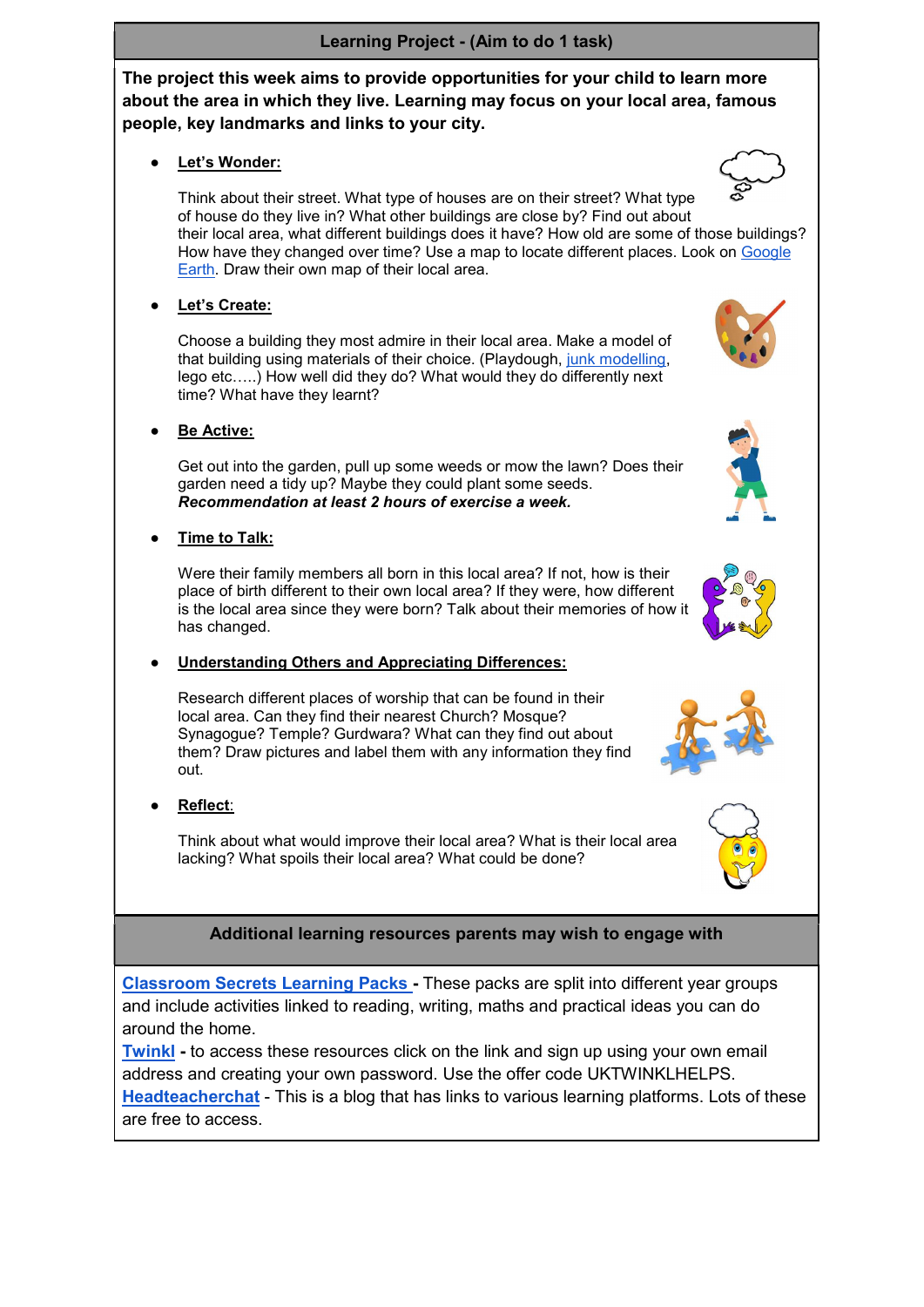## Learning Project - (Aim to do 1 task)

**The project this week aims to provide opportunities for your child to learn more about the area in which they live. Learning may focus on your local area, famous people, key landmarks and links to your city.**

- **Let's Wonder:**

  Think about their street. What type of houses are on their street? What type of house do they live in? What other buildings are close by? Find out about their local area, what different buildings does it have? How old are some of those buildings? How have they changed over time? Use a map to locate different places. Look on Google Earth. Draw their own map of their local area.

- **Let's Create:**

  Choose a building they most admire in their local area. Make a model of that building using materials of their choice. (Playdough, junk modelling, lego etc…..) How well did they do? What would they do differently next time? What have they learnt?

- **Be Active:**

  Get out into the garden, pull up some weeds or mow the lawn? Does their garden need a tidy up? Maybe they could plant some seeds.
  ***Recommendation at least 2 hours of exercise a week.***

- **Time to Talk:**

  Were their family members all born in this local area? If not, how is their place of birth different to their own local area? If they were, how different is the local area since they were born? Talk about their memories of how it has changed.

- **Understanding Others and Appreciating Differences:**

  Research different places of worship that can be found in their local area. Can they find their nearest Church? Mosque? Synagogue? Temple? Gurdwara? What can they find out about them? Draw pictures and label them with any information they find out.

- **Reflect:**

  Think about what would improve their local area? What is their local area lacking? What spoils their local area? What could be done?

## Additional learning resources parents may wish to engage with

**Classroom Secrets Learning Packs** - These packs are split into different year groups and include activities linked to reading, writing, maths and practical ideas you can do around the home.
**Twinkl** - to access these resources click on the link and sign up using your own email address and creating your own password. Use the offer code UKTWINKLHELPS.
**Headteacherchat** - This is a blog that has links to various learning platforms. Lots of these are free to access.